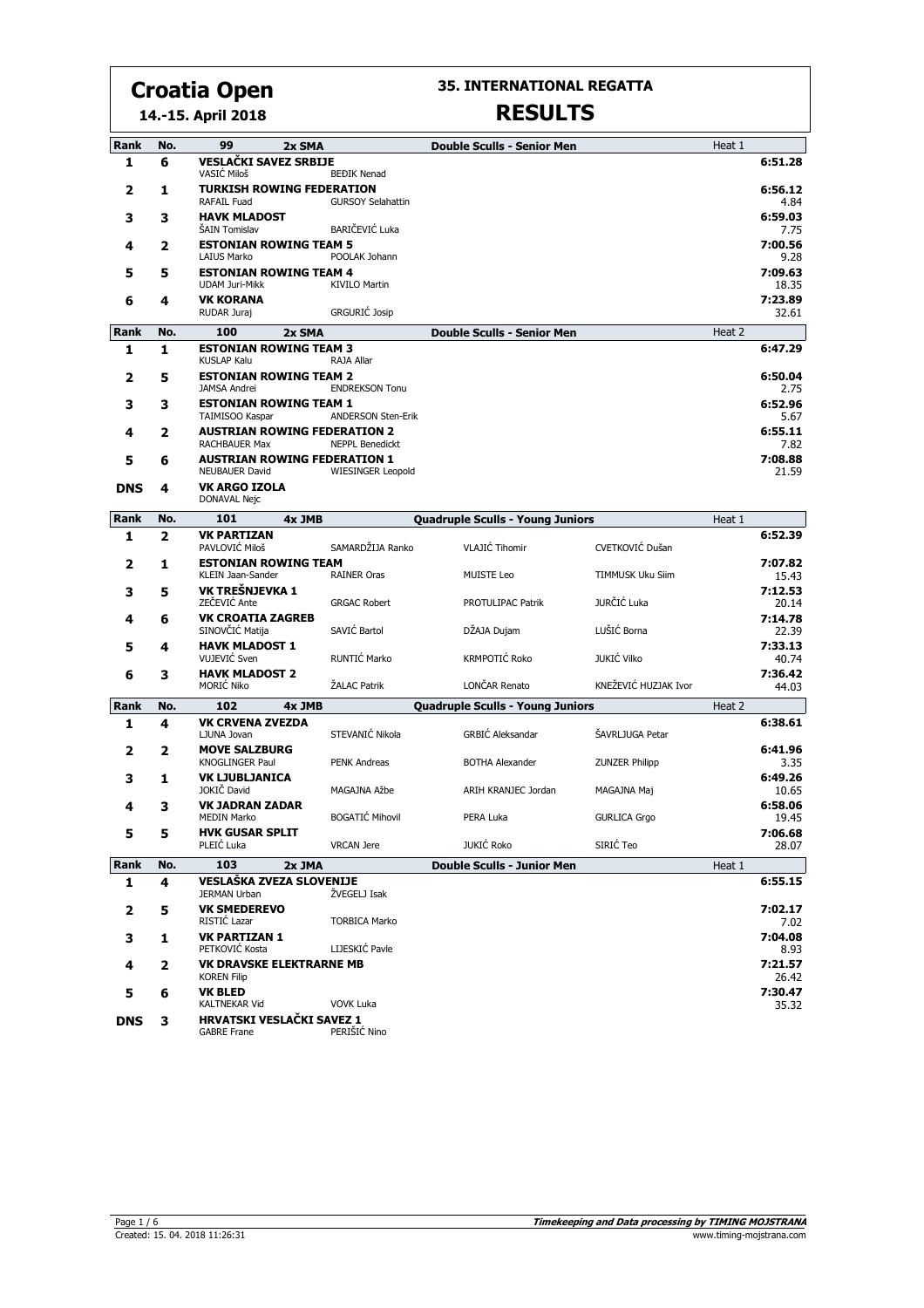# Croatia Open

**14.-15. April 2018**

## 35. INTERNATIONAL REGATTA

## RESULTS

### 99 — 2x SMA — Double Sculls - Senior Men — Heat 1

| Rank | No. | Crew | Time | Diff |
|---|---|---|---|---|
| 1 | 6 | **VESLAČKI SAVEZ SRBIJE** — VASIĆ Miloš, BEĐIK Nenad | 6:51.28 | |
| 2 | 1 | **TURKISH ROWING FEDERATION** — RAFAIL Fuad, GURSOY Selahattin | 6:56.12 | 4.84 |
| 3 | 3 | **HAVK MLADOST** — ŠAIN Tomislav, BARIČEVIĆ Luka | 6:59.03 | 7.75 |
| 4 | 2 | **ESTONIAN ROWING TEAM 5** — LAIUS Marko, POOLAK Johann | 7:00.56 | 9.28 |
| 5 | 5 | **ESTONIAN ROWING TEAM 4** — UDAM Juri-Mikk, KIVILO Martin | 7:09.63 | 18.35 |
| 6 | 4 | **VK KORANA** — RUDAR Juraj, GRGURIĆ Josip | 7:23.89 | 32.61 |

### 100 — 2x SMA — Double Sculls - Senior Men — Heat 2

| Rank | No. | Crew | Time | Diff |
|---|---|---|---|---|
| 1 | 1 | **ESTONIAN ROWING TEAM 3** — KUSLAP Kalu, RAJA Allar | 6:47.29 | |
| 2 | 5 | **ESTONIAN ROWING TEAM 2** — JAMSA Andrei, ENDREKSON Tonu | 6:50.04 | 2.75 |
| 3 | 3 | **ESTONIAN ROWING TEAM 1** — TAIMISOO Kaspar, ANDERSON Sten-Erik | 6:52.96 | 5.67 |
| 4 | 2 | **AUSTRIAN ROWING FEDERATION 2** — RACHBAUER Max, NEPPL Benedickt | 6:55.11 | 7.82 |
| 5 | 6 | **AUSTRIAN ROWING FEDERATION 1** — NEUBAUER David, WIESINGER Leopold | 7:08.88 | 21.59 |
| DNS | 4 | **VK ARGO IZOLA** — DONAVAL Nejc | | |

### 101 — 4x JMB — Quadruple Sculls - Young Juniors — Heat 1

| Rank | No. | Crew | Time | Diff |
|---|---|---|---|---|
| 1 | 2 | **VK PARTIZAN** — PAVLOVIĆ Miloš, SAMARDŽIJA Ranko, VLAJIĆ Tihomir, CVETKOVIĆ Dušan | 6:52.39 | |
| 2 | 1 | **ESTONIAN ROWING TEAM** — KLEIN Jaan-Sander, RAINER Oras, MUISTE Leo, TIMMUSK Uku Siim | 7:07.82 | 15.43 |
| 3 | 5 | **VK TREŠNJEVKA 1** — ZEČEVIĆ Ante, GRGAC Robert, PROTULIPAC Patrik, JURČIĆ Luka | 7:12.53 | 20.14 |
| 4 | 6 | **VK CROATIA ZAGREB** — SINOVČIĆ Matija, SAVIĆ Bartol, DŽAJA Dujam, LUŠIĆ Borna | 7:14.78 | 22.39 |
| 5 | 4 | **HAVK MLADOST 1** — VUJEVIĆ Sven, RUNTIĆ Marko, KRMPOTIĆ Roko, JUKIĆ Vilko | 7:33.13 | 40.74 |
| 6 | 3 | **HAVK MLADOST 2** — MORIĆ Niko, ŽALAC Patrik, LONČAR Renato, KNEŽEVIĆ HUZJAK Ivor | 7:36.42 | 44.03 |

### 102 — 4x JMB — Quadruple Sculls - Young Juniors — Heat 2

| Rank | No. | Crew | Time | Diff |
|---|---|---|---|---|
| 1 | 4 | **VK CRVENA ZVEZDA** — LJUNA Jovan, STEVANIĆ Nikola, GRBIĆ Aleksandar, ŠAVRLJUGA Petar | 6:38.61 | |
| 2 | 2 | **MOVE SALZBURG** — KNOGLINGER Paul, PENK Andreas, BOTHA Alexander, ZUNZER Philipp | 6:41.96 | 3.35 |
| 3 | 1 | **VK LJUBLJANICA** — JOKIČ David, MAGAJNA Ažbe, ARIH KRANJEC Jordan, MAGAJNA Maj | 6:49.26 | 10.65 |
| 4 | 3 | **VK JADRAN ZADAR** — MEDIN Marko, BOGATIĆ Mihovil, PERA Luka, GURLICA Grgo | 6:58.06 | 19.45 |
| 5 | 5 | **HVK GUSAR SPLIT** — PLEIĆ Luka, VRCAN Jere, JUKIĆ Roko, SIRIĆ Teo | 7:06.68 | 28.07 |

### 103 — 2x JMA — Double Sculls - Junior Men — Heat 1

| Rank | No. | Crew | Time | Diff |
|---|---|---|---|---|
| 1 | 4 | **VESLAŠKA ZVEZA SLOVENIJE** — JERMAN Urban, ŽVEGELJ Isak | 6:55.15 | |
| 2 | 5 | **VK SMEDEREVO** — RISTIĆ Lazar, TORBICA Marko | 7:02.17 | 7.02 |
| 3 | 1 | **VK PARTIZAN 1** — PETKOVIĆ Kosta, LIJESKIĆ Pavle | 7:04.08 | 8.93 |
| 4 | 2 | **VK DRAVSKE ELEKTRARNE MB** — KOREN Filip | 7:21.57 | 26.42 |
| 5 | 6 | **VK BLED** — KALTNEKAR Vid, VOVK Luka | 7:30.47 | 35.32 |
| DNS | 3 | **HRVATSKI VESLAČKI SAVEZ 1** — GABRE Frane, PERIŠIĆ Nino | | |

Created: 15. 04. 2018 11:26:31

*Timekeeping and Data processing by TIMING MOJSTRANA*
www.timing-mojstrana.com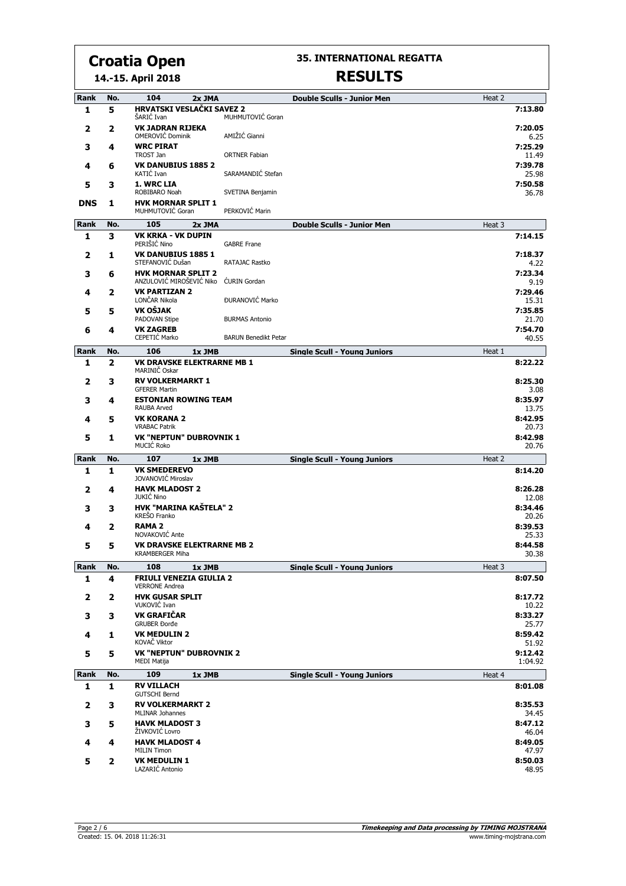# Croatia Open

**14.-15. April 2018**

## 35. INTERNATIONAL REGATTA

## RESULTS

### 104 — 2x JMA — Double Sculls - Junior Men — Heat 2

| Rank | No. | Crew | | Time | Diff |
|---|---|---|---|---|---|
| 1 | 5 | **HRVATSKI VESLAČKI SAVEZ 2** ŠARIĆ Ivan | MUHMUTOVIĆ Goran | **7:13.80** | |
| 2 | 2 | **VK JADRAN RIJEKA** OMEROVIĆ Dominik | AMIŽIĆ Gianni | **7:20.05** | 6.25 |
| 3 | 4 | **WRC PIRAT** TROST Jan | ORTNER Fabian | **7:25.29** | 11.49 |
| 4 | 6 | **VK DANUBIUS 1885 2** KATIĆ Ivan | SARAMANDIĆ Stefan | **7:39.78** | 25.98 |
| 5 | 3 | **1. WRC LIA** ROBIBARO Noah | SVETINA Benjamin | **7:50.58** | 36.78 |
| DNS | 1 | **HVK MORNAR SPLIT 1** MUHMUTOVIĆ Goran | PERKOVIĆ Marin | | |

### 105 — 2x JMA — Double Sculls - Junior Men — Heat 3

| Rank | No. | Crew | | Time | Diff |
|---|---|---|---|---|---|
| 1 | 3 | **VK KRKA - VK DUPIN** PERIŠIĆ Nino | GABRE Frane | **7:14.15** | |
| 2 | 1 | **VK DANUBIUS 1885 1** STEFANOVIĆ Dušan | RATAJAC Rastko | **7:18.37** | 4.22 |
| 3 | 6 | **HVK MORNAR SPLIT 2** ANZULOVIĆ MIROŠEVIĆ Niko | ĆURIN Gordan | **7:23.34** | 9.19 |
| 4 | 2 | **VK PARTIZAN 2** LONČAR Nikola | ĐURANOVIĆ Marko | **7:29.46** | 15.31 |
| 5 | 5 | **VK OŠJAK** PADOVAN Stipe | BURMAS Antonio | **7:35.85** | 21.70 |
| 6 | 4 | **VK ZAGREB** CEPETIĆ Marko | BARUN Benedikt Petar | **7:54.70** | 40.55 |

### 106 — 1x JMB — Single Scull - Young Juniors — Heat 1

| Rank | No. | Crew | Time | Diff |
|---|---|---|---|---|
| 1 | 2 | **VK DRAVSKE ELEKTRARNE MB 1** MARINIČ Oskar | **8:22.22** | |
| 2 | 3 | **RV VOLKERMARKT 1** GFERER Martin | **8:25.30** | 3.08 |
| 3 | 4 | **ESTONIAN ROWING TEAM** RAUBA Arved | **8:35.97** | 13.75 |
| 4 | 5 | **VK KORANA 2** VRABAC Patrik | **8:42.95** | 20.73 |
| 5 | 1 | **VK "NEPTUN" DUBROVNIK 1** MUCIĆ Roko | **8:42.98** | 20.76 |

### 107 — 1x JMB — Single Scull - Young Juniors — Heat 2

| Rank | No. | Crew | Time | Diff |
|---|---|---|---|---|
| 1 | 1 | **VK SMEDEREVO** JOVANOVIĆ Miroslav | **8:14.20** | |
| 2 | 4 | **HAVK MLADOST 2** JUKIĆ Nino | **8:26.28** | 12.08 |
| 3 | 3 | **HVK "MARINA KAŠTELA" 2** KREŠO Franko | **8:34.46** | 20.26 |
| 4 | 2 | **RAMA 2** NOVAKOVIĆ Ante | **8:39.53** | 25.33 |
| 5 | 5 | **VK DRAVSKE ELEKTRARNE MB 2** KRAMBERGER Miha | **8:44.58** | 30.38 |

### 108 — 1x JMB — Single Scull - Young Juniors — Heat 3

| Rank | No. | Crew | Time | Diff |
|---|---|---|---|---|
| 1 | 4 | **FRIULI VENEZIA GIULIA 2** VERRONE Andrea | **8:07.50** | |
| 2 | 2 | **HVK GUSAR SPLIT** VUKOVIĆ Ivan | **8:17.72** | 10.22 |
| 3 | 3 | **VK GRAFIČAR** GRUBER Đorđe | **8:33.27** | 25.77 |
| 4 | 1 | **VK MEDULIN 2** KOVAČ Viktor | **8:59.42** | 51.92 |
| 5 | 5 | **VK "NEPTUN" DUBROVNIK 2** MEDI Matija | **9:12.42** | 1:04.92 |

### 109 — 1x JMB — Single Scull - Young Juniors — Heat 4

| Rank | No. | Crew | Time | Diff |
|---|---|---|---|---|
| 1 | 1 | **RV VILLACH** GUTSCHI Bernd | **8:01.08** | |
| 2 | 3 | **RV VOLKERMARKT 2** MLINAR Johannes | **8:35.53** | 34.45 |
| 3 | 5 | **HAVK MLADOST 3** ŽIVKOVIĆ Lovro | **8:47.12** | 46.04 |
| 4 | 4 | **HAVK MLADOST 4** MILIN Timon | **8:49.05** | 47.97 |
| 5 | 2 | **VK MEDULIN 1** LAZARIĆ Antonio | **8:50.03** | 48.95 |

Created: 15. 04. 2018 11:26:31

*Timekeeping and Data processing by TIMING MOJSTRANA* www.timing-mojstrana.com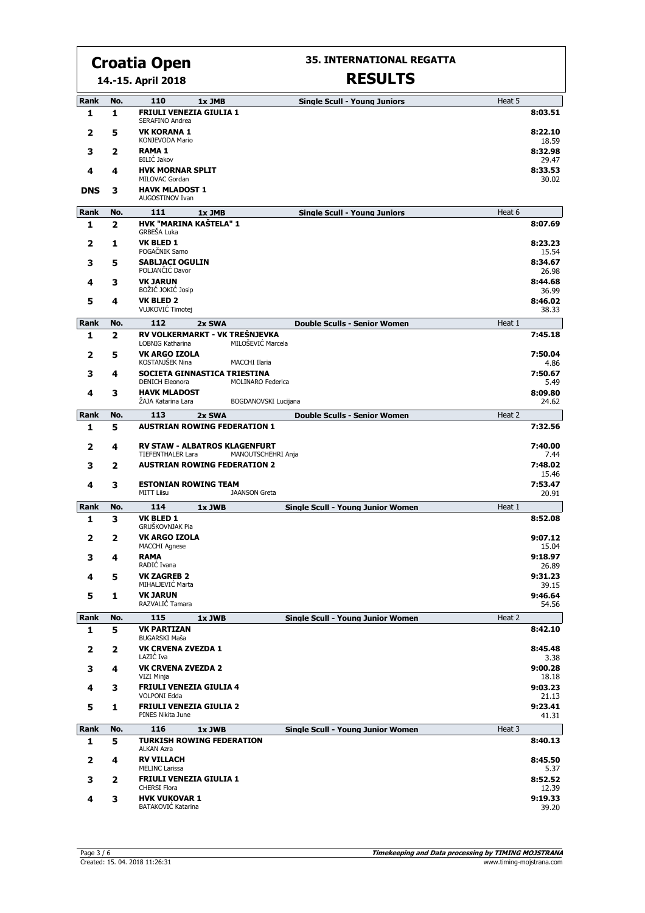# Croatia Open

**14.-15. April 2018**

## 35. INTERNATIONAL REGATTA

## RESULTS

| Rank | No. | 110 1x JMB | Single Scull - Young Juniors | Heat 5 |
|---|---|---|---|---|
| 1 | 1 | **FRIULI VENEZIA GIULIA 1** SERAFINO Andrea | | **8:03.51** |
| 2 | 5 | **VK KORANA 1** KONJEVODA Mario | | **8:22.10** 18.59 |
| 3 | 2 | **RAMA 1** BILIĆ Jakov | | **8:32.98** 29.47 |
| 4 | 4 | **HVK MORNAR SPLIT** MILOVAC Gordan | | **8:33.53** 30.02 |
| DNS | 3 | **HAVK MLADOST 1** AUGOSTINOV Ivan | | |

| Rank | No. | 111 1x JMB | Single Scull - Young Juniors | Heat 6 |
|---|---|---|---|---|
| 1 | 2 | **HVK "MARINA KAŠTELA" 1** GRBEŠA Luka | | **8:07.69** |
| 2 | 1 | **VK BLED 1** POGAČNIK Samo | | **8:23.23** 15.54 |
| 3 | 5 | **SABLJACI OGULIN** POLJANČIĆ Davor | | **8:34.67** 26.98 |
| 4 | 3 | **VK JARUN** BOŽIĆ JOKIĆ Josip | | **8:44.68** 36.99 |
| 5 | 4 | **VK BLED 2** VUJKOVIĆ Timotej | | **8:46.02** 38.33 |

| Rank | No. | 112 2x SWA | Double Sculls - Senior Women | Heat 1 |
|---|---|---|---|---|
| 1 | 2 | **RV VOLKERMARKT - VK TREŠNJEVKA** LOBNIG Katharina, MILOŠEVIĆ Marcela | | **7:45.18** |
| 2 | 5 | **VK ARGO IZOLA** KOSTANJŠEK Nina, MACCHI Ilaria | | **7:50.04** 4.86 |
| 3 | 4 | **SOCIETA GINNASTICA TRIESTINA** DENICH Eleonora, MOLINARO Federica | | **7:50.67** 5.49 |
| 4 | 3 | **HAVK MLADOST** ŽAJA Katarina Lara, BOGDANOVSKI Lucijana | | **8:09.80** 24.62 |

| Rank | No. | 113 2x SWA | Double Sculls - Senior Women | Heat 2 |
|---|---|---|---|---|
| 1 | 5 | **AUSTRIAN ROWING FEDERATION 1** | | **7:32.56** |
| 2 | 4 | **RV STAW - ALBATROS KLAGENFURT** TIEFENTHALER Lara, MANOUTSCHEHRI Anja | | **7:40.00** 7.44 |
| 3 | 2 | **AUSTRIAN ROWING FEDERATION 2** | | **7:48.02** 15.46 |
| 4 | 3 | **ESTONIAN ROWING TEAM** MITT Liisu, JAANSON Greta | | **7:53.47** 20.91 |

| Rank | No. | 114 1x JWB | Single Scull - Young Junior Women | Heat 1 |
|---|---|---|---|---|
| 1 | 3 | **VK BLED 1** GRUŠKOVNJAK Pia | | **8:52.08** |
| 2 | 2 | **VK ARGO IZOLA** MACCHI Agnese | | **9:07.12** 15.04 |
| 3 | 4 | **RAMA** RADIĆ Ivana | | **9:18.97** 26.89 |
| 4 | 5 | **VK ZAGREB 2** MIHALJEVIĆ Marta | | **9:31.23** 39.15 |
| 5 | 1 | **VK JARUN** RAZVALIĆ Tamara | | **9:46.64** 54.56 |

| Rank | No. | 115 1x JWB | Single Scull - Young Junior Women | Heat 2 |
|---|---|---|---|---|
| 1 | 5 | **VK PARTIZAN** BUGARSKI Maša | | **8:42.10** |
| 2 | 2 | **VK CRVENA ZVEZDA 1** LAZIĆ Iva | | **8:45.48** 3.38 |
| 3 | 4 | **VK CRVENA ZVEZDA 2** VIZI Minja | | **9:00.28** 18.18 |
| 4 | 3 | **FRIULI VENEZIA GIULIA 4** VOLPONI Edda | | **9:03.23** 21.13 |
| 5 | 1 | **FRIULI VENEZIA GIULIA 2** PINES Nikita June | | **9:23.41** 41.31 |

| Rank | No. | 116 1x JWB | Single Scull - Young Junior Women | Heat 3 |
|---|---|---|---|---|
| 1 | 5 | **TURKISH ROWING FEDERATION** ALKAN Azra | | **8:40.13** |
| 2 | 4 | **RV VILLACH** MELINC Larissa | | **8:45.50** 5.37 |
| 3 | 2 | **FRIULI VENEZIA GIULIA 1** CHERSI Flora | | **8:52.52** 12.39 |
| 4 | 3 | **HVK VUKOVAR 1** BATAKOVIĆ Katarina | | **9:19.33** 39.20 |

Created: 15. 04. 2018 11:26:31

*Timekeeping and Data processing by TIMING MOJSTRANA* www.timing-mojstrana.com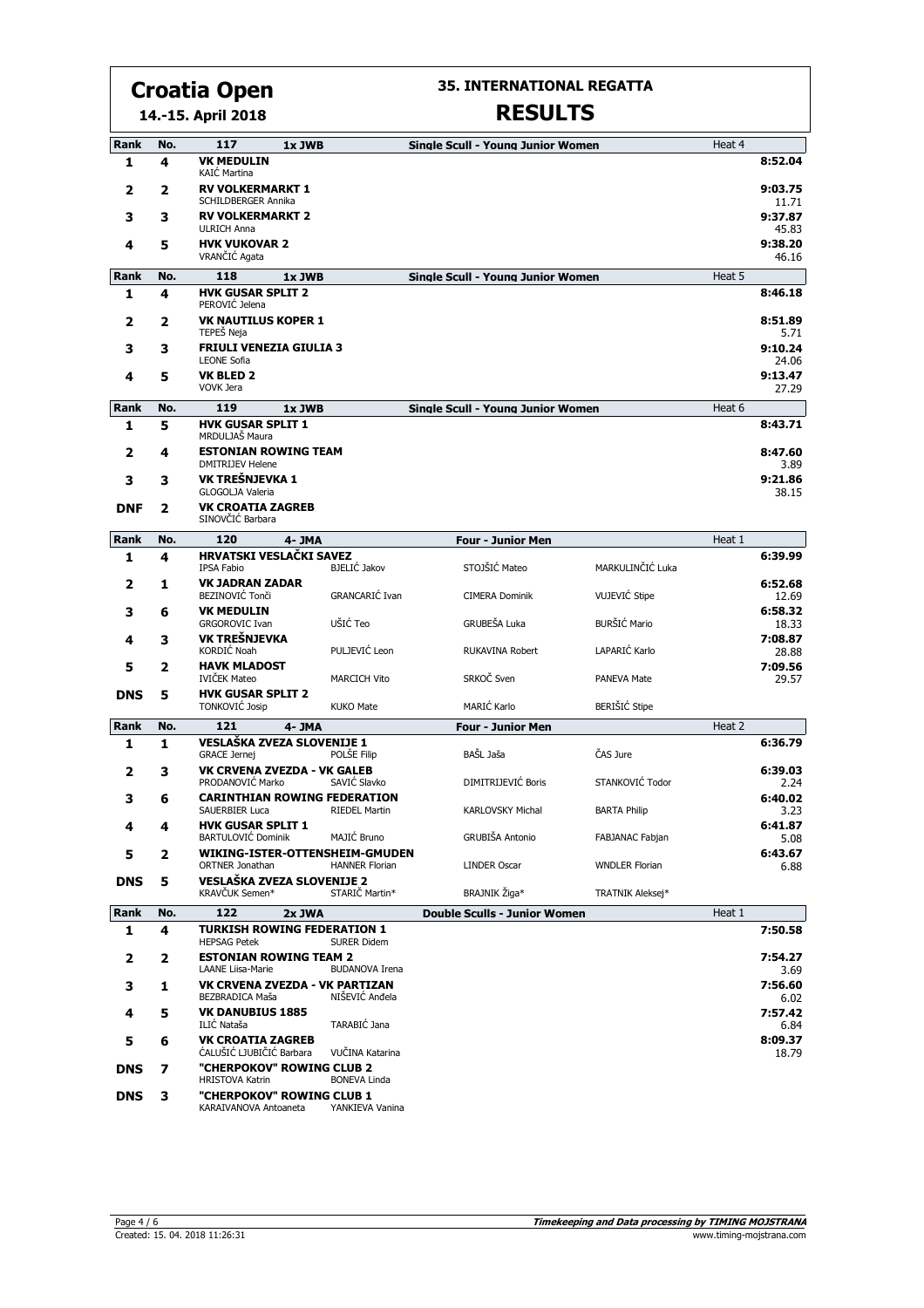# Croatia Open

**14.-15. April 2018**

## 35. INTERNATIONAL REGATTA

## RESULTS

| Rank | No. | 117 1x JWB | Single Scull - Young Junior Women | | Heat 4 | |
|---|---|---|---|---|---|---|
| 1 | 4 | **VK MEDULIN**<br>KAIĆ Martina | | | | **8:52.04** |
| 2 | 2 | **RV VOLKERMARKT 1**<br>SCHILDBERGER Annika | | | | **9:03.75**<br>11.71 |
| 3 | 3 | **RV VOLKERMARKT 2**<br>ULRICH Anna | | | | **9:37.87**<br>45.83 |
| 4 | 5 | **HVK VUKOVAR 2**<br>VRANČIĆ Agata | | | | **9:38.20**<br>46.16 |

| Rank | No. | 118 1x JWB | Single Scull - Young Junior Women | | Heat 5 | |
|---|---|---|---|---|---|---|
| 1 | 4 | **HVK GUSAR SPLIT 2**<br>PEROVIĆ Jelena | | | | **8:46.18** |
| 2 | 2 | **VK NAUTILUS KOPER 1**<br>TEPEŠ Neja | | | | **8:51.89**<br>5.71 |
| 3 | 3 | **FRIULI VENEZIA GIULIA 3**<br>LEONE Sofia | | | | **9:10.24**<br>24.06 |
| 4 | 5 | **VK BLED 2**<br>VOVK Jera | | | | **9:13.47**<br>27.29 |

| Rank | No. | 119 1x JWB | Single Scull - Young Junior Women | | Heat 6 | |
|---|---|---|---|---|---|---|
| 1 | 5 | **HVK GUSAR SPLIT 1**<br>MRDULJAŠ Maura | | | | **8:43.71** |
| 2 | 4 | **ESTONIAN ROWING TEAM**<br>DMITRIJEV Helene | | | | **8:47.60**<br>3.89 |
| 3 | 3 | **VK TREŠNJEVKA 1**<br>GLOGOLJA Valeria | | | | **9:21.86**<br>38.15 |
| DNF | 2 | **VK CROATIA ZAGREB**<br>SINOVČIĆ Barbara | | | | |

| Rank | No. | 120 4- JMA | | Four - Junior Men | | Heat 1 |
|---|---|---|---|---|---|---|
| 1 | 4 | **HRVATSKI VESLAČKI SAVEZ**<br>IPSA Fabio | BJELIĆ Jakov | STOJŠIĆ Mateo | MARKULINČIĆ Luka | **6:39.99** |
| 2 | 1 | **VK JADRAN ZADAR**<br>BEZINOVIĆ Tonči | GRANCARIĆ Ivan | CIMERA Dominik | VUJEVIĆ Stipe | **6:52.68**<br>12.69 |
| 3 | 6 | **VK MEDULIN**<br>GRGOROVIC Ivan | UŠIĆ Teo | GRUBEŠA Luka | BURŠIĆ Mario | **6:58.32**<br>18.33 |
| 4 | 3 | **VK TREŠNJEVKA**<br>KORDIĆ Noah | PULJEVIĆ Leon | RUKAVINA Robert | LAPARIĆ Karlo | **7:08.87**<br>28.88 |
| 5 | 2 | **HAVK MLADOST**<br>IVIČEK Mateo | MARCICH Vito | SRKOČ Sven | PANEVA Mate | **7:09.56**<br>29.57 |
| DNS | 5 | **HVK GUSAR SPLIT 2**<br>TONKOVIĆ Josip | KUKO Mate | MARIĆ Karlo | BERIŠIĆ Stipe | |

| Rank | No. | 121 4- JMA | | Four - Junior Men | | Heat 2 |
|---|---|---|---|---|---|---|
| 1 | 1 | **VESLAŠKA ZVEZA SLOVENIJE 1**<br>GRACE Jernej | POLŠE Filip | BAŠL Jaša | ČAS Jure | **6:36.79** |
| 2 | 3 | **VK CRVENA ZVEZDA - VK GALEB**<br>PRODANOVIĆ Marko | SAVIĆ Slavko | DIMITRIJEVIĆ Boris | STANKOVIĆ Todor | **6:39.03**<br>2.24 |
| 3 | 6 | **CARINTHIAN ROWING FEDERATION**<br>SAUERBIER Luca | RIEDEL Martin | KARLOVSKY Michal | BARTA Philip | **6:40.02**<br>3.23 |
| 4 | 4 | **HVK GUSAR SPLIT 1**<br>BARTULOVIĆ Dominik | MAJIĆ Bruno | GRUBIŠA Antonio | FABJANAC Fabjan | **6:41.87**<br>5.08 |
| 5 | 2 | **WIKING-ISTER-OTTENSHEIM-GMUDEN**<br>ORTNER Jonathan | HANNER Florian | LINDER Oscar | WNDLER Florian | **6:43.67**<br>6.88 |
| DNS | 5 | **VESLAŠKA ZVEZA SLOVENIJE 2**<br>KRAVČUK Semen* | STARIČ Martin* | BRAJNIK Žiga* | TRATNIK Aleksej* | |

| Rank | No. | 122 2x JWA | | Double Sculls - Junior Women | | Heat 1 |
|---|---|---|---|---|---|---|
| 1 | 4 | **TURKISH ROWING FEDERATION 1**<br>HEPSAG Petek | SURER Didem | | | **7:50.58** |
| 2 | 2 | **ESTONIAN ROWING TEAM 2**<br>LAANE Liisa-Marie | BUDANOVA Irena | | | **7:54.27**<br>3.69 |
| 3 | 1 | **VK CRVENA ZVEZDA - VK PARTIZAN**<br>BEZBRADICA Maša | NIŠEVIĆ Anđela | | | **7:56.60**<br>6.02 |
| 4 | 5 | **VK DANUBIUS 1885**<br>ILIĆ Nataša | TARABIĆ Jana | | | **7:57.42**<br>6.84 |
| 5 | 6 | **VK CROATIA ZAGREB**<br>ĆALUŠIĆ LJUBIČIĆ Barbara | VUČINA Katarina | | | **8:09.37**<br>18.79 |
| DNS | 7 | **"CHERPOKOV" ROWING CLUB 2**<br>HRISTOVA Katrin | BONEVA Linda | | | |
| DNS | 3 | **"CHERPOKOV" ROWING CLUB 1**<br>KARAIVANOVA Antoaneta | YANKIEVA Vanina | | | |

Created: 15. 04. 2018 11:26:31

*Timekeeping and Data processing by TIMING MOJSTRANA*
www.timing-mojstrana.com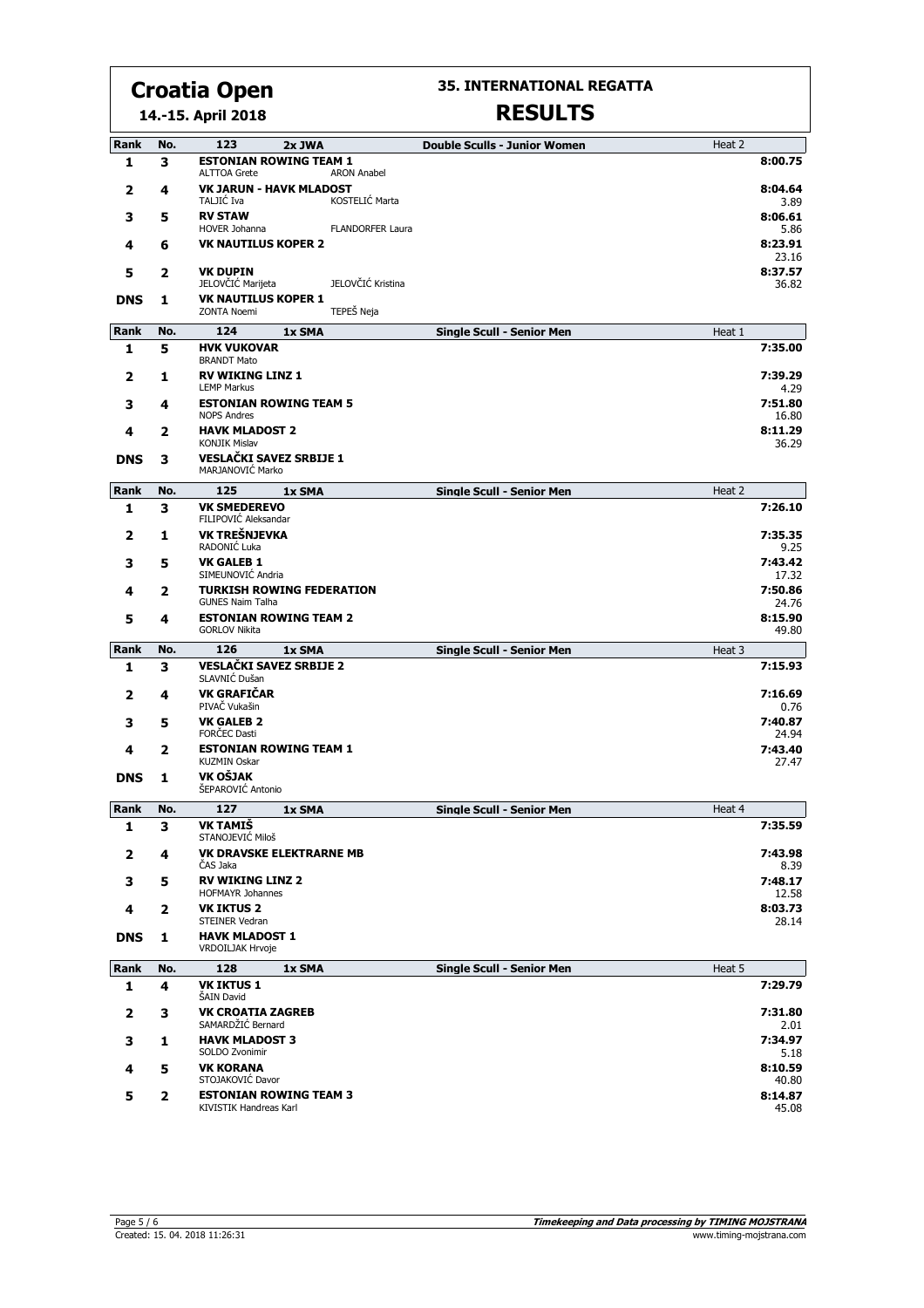# Croatia Open

**14.-15. April 2018**

## 35. INTERNATIONAL REGATTA

## RESULTS

| Rank | No. | 123 — 2x JWA | Double Sculls - Junior Women | Heat 2 |
|---|---|---|---|---|
| 1 | 3 | **ESTONIAN ROWING TEAM 1**<br>ALTTOA Grete — ARON Anabel | | **8:00.75** |
| 2 | 4 | **VK JARUN - HAVK MLADOST**<br>TALJIĆ Iva — KOSTELIĆ Marta | | **8:04.64**<br>3.89 |
| 3 | 5 | **RV STAW**<br>HOVER Johanna — FLANDORFER Laura | | **8:06.61**<br>5.86 |
| 4 | 6 | **VK NAUTILUS KOPER 2** | | **8:23.91**<br>23.16 |
| 5 | 2 | **VK DUPIN**<br>JELOVČIĆ Marijeta — JELOVČIĆ Kristina | | **8:37.57**<br>36.82 |
| DNS | 1 | **VK NAUTILUS KOPER 1**<br>ZONTA Noemi — TEPEŠ Neja | | |

| Rank | No. | 124 — 1x SMA | Single Scull - Senior Men | Heat 1 |
|---|---|---|---|---|
| 1 | 5 | **HVK VUKOVAR**<br>BRANDT Mato | | **7:35.00** |
| 2 | 1 | **RV WIKING LINZ 1**<br>LEMP Markus | | **7:39.29**<br>4.29 |
| 3 | 4 | **ESTONIAN ROWING TEAM 5**<br>NOPS Andres | | **7:51.80**<br>16.80 |
| 4 | 2 | **HAVK MLADOST 2**<br>KONJIK Mislav | | **8:11.29**<br>36.29 |
| DNS | 3 | **VESLAČKI SAVEZ SRBIJE 1**<br>MARJANOVIĆ Marko | | |

| Rank | No. | 125 — 1x SMA | Single Scull - Senior Men | Heat 2 |
|---|---|---|---|---|
| 1 | 3 | **VK SMEDEREVO**<br>FILIPOVIĆ Aleksandar | | **7:26.10** |
| 2 | 1 | **VK TREŠNJEVKA**<br>RADONIĆ Luka | | **7:35.35**<br>9.25 |
| 3 | 5 | **VK GALEB 1**<br>SIMEUNOVIĆ Andria | | **7:43.42**<br>17.32 |
| 4 | 2 | **TURKISH ROWING FEDERATION**<br>GUNES Naim Talha | | **7:50.86**<br>24.76 |
| 5 | 4 | **ESTONIAN ROWING TEAM 2**<br>GORLOV Nikita | | **8:15.90**<br>49.80 |

| Rank | No. | 126 — 1x SMA | Single Scull - Senior Men | Heat 3 |
|---|---|---|---|---|
| 1 | 3 | **VESLAČKI SAVEZ SRBIJE 2**<br>SLAVNIĆ Dušan | | **7:15.93** |
| 2 | 4 | **VK GRAFIČAR**<br>PIVAČ Vukašin | | **7:16.69**<br>0.76 |
| 3 | 5 | **VK GALEB 2**<br>FORČEC Dasti | | **7:40.87**<br>24.94 |
| 4 | 2 | **ESTONIAN ROWING TEAM 1**<br>KUZMIN Oskar | | **7:43.40**<br>27.47 |
| DNS | 1 | **VK OŠJAK**<br>ŠEPAROVIĆ Antonio | | |

| Rank | No. | 127 — 1x SMA | Single Scull - Senior Men | Heat 4 |
|---|---|---|---|---|
| 1 | 3 | **VK TAMIŠ**<br>STANOJEVIĆ Miloš | | **7:35.59** |
| 2 | 4 | **VK DRAVSKE ELEKTRARNE MB**<br>ČAS Jaka | | **7:43.98**<br>8.39 |
| 3 | 5 | **RV WIKING LINZ 2**<br>HOFMAYR Johannes | | **7:48.17**<br>12.58 |
| 4 | 2 | **VK IKTUS 2**<br>STEINER Vedran | | **8:03.73**<br>28.14 |
| DNS | 1 | **HAVK MLADOST 1**<br>VRDOILJAK Hrvoje | | |

| Rank | No. | 128 — 1x SMA | Single Scull - Senior Men | Heat 5 |
|---|---|---|---|---|
| 1 | 4 | **VK IKTUS 1**<br>ŠAIN David | | **7:29.79** |
| 2 | 3 | **VK CROATIA ZAGREB**<br>SAMARDŽIĆ Bernard | | **7:31.80**<br>2.01 |
| 3 | 1 | **HAVK MLADOST 3**<br>SOLDO Zvonimir | | **7:34.97**<br>5.18 |
| 4 | 5 | **VK KORANA**<br>STOJAKOVIĆ Davor | | **8:10.59**<br>40.80 |
| 5 | 2 | **ESTONIAN ROWING TEAM 3**<br>KIVISTIK Handreas Karl | | **8:14.87**<br>45.08 |

Created: 15. 04. 2018 11:26:31

*Timekeeping and Data processing by TIMING MOJSTRANA*
www.timing-mojstrana.com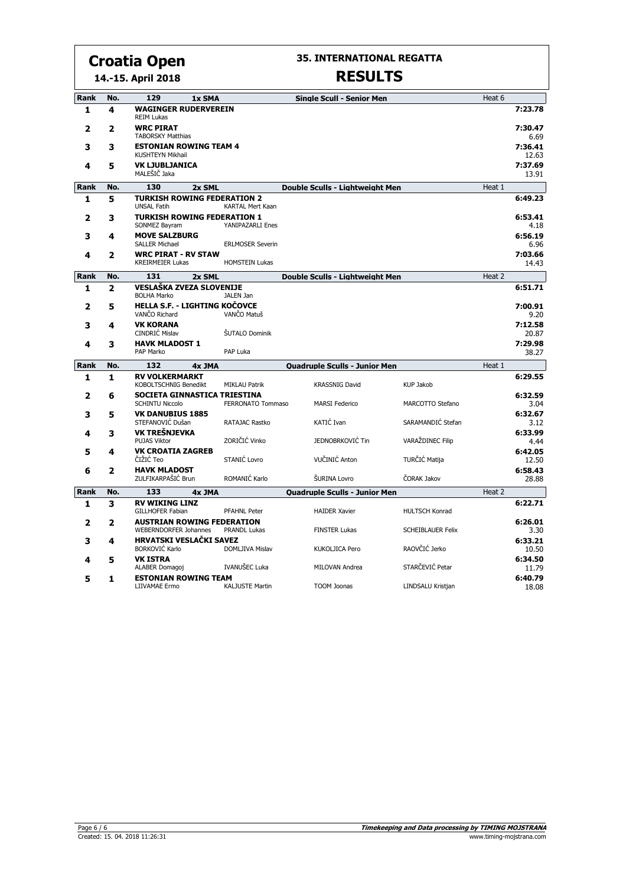# Croatia Open

**14.-15. April 2018**

## 35. INTERNATIONAL REGATTA

## RESULTS

| Rank | No. | 129 1x SMA | Single Scull - Senior Men | | | Heat 6 |
|---|---|---|---|---|---|---|
| 1 | 4 | **WAGINGER RUDERVEREIN**<br>REIM Lukas | | | | **7:23.78** |
| 2 | 2 | **WRC PIRAT**<br>TABORSKY Matthias | | | | **7:30.47**<br>6.69 |
| 3 | 3 | **ESTONIAN ROWING TEAM 4**<br>KUSHTEYN Mikhail | | | | **7:36.41**<br>12.63 |
| 4 | 5 | **VK LJUBLJANICA**<br>MALEŠIČ Jaka | | | | **7:37.69**<br>13.91 |

| Rank | No. | 130 2x SML | Double Sculls - Lightweight Men | | | Heat 1 |
|---|---|---|---|---|---|---|
| 1 | 5 | **TURKISH ROWING FEDERATION 2**<br>UNSAL Fatih | KARTAL Mert Kaan | | | **6:49.23** |
| 2 | 3 | **TURKISH ROWING FEDERATION 1**<br>SONMEZ Bayram | YANIPAZARLI Enes | | | **6:53.41**<br>4.18 |
| 3 | 4 | **MOVE SALZBURG**<br>SALLER Michael | ERLMOSER Severin | | | **6:56.19**<br>6.96 |
| 4 | 2 | **WRC PIRAT - RV STAW**<br>KREIRMEIER Lukas | HOMSTEIN Lukas | | | **7:03.66**<br>14.43 |

| Rank | No. | 131 2x SML | Double Sculls - Lightweight Men | | | Heat 2 |
|---|---|---|---|---|---|---|
| 1 | 2 | **VESLAŠKA ZVEZA SLOVENIJE**<br>BOLHA Marko | JALEN Jan | | | **6:51.71** |
| 2 | 5 | **HELLA S.F. - LIGHTING KOČOVCE**<br>VANČO Richard | VANČO Matuš | | | **7:00.91**<br>9.20 |
| 3 | 4 | **VK KORANA**<br>CINDRIĆ Mislav | ŠUTALO Dominik | | | **7:12.58**<br>20.87 |
| 4 | 3 | **HAVK MLADOST 1**<br>PAP Marko | PAP Luka | | | **7:29.98**<br>38.27 |

| Rank | No. | 132 4x JMA | Quadruple Sculls - Junior Men | | | Heat 1 |
|---|---|---|---|---|---|---|
| 1 | 1 | **RV VOLKERMARKT**<br>KOBOLTSCHNIG Benedikt | MIKLAU Patrik | KRASSNIG David | KUP Jakob | **6:29.55** |
| 2 | 6 | **SOCIETA GINNASTICA TRIESTINA**<br>SCHINTU Niccolo | FERRONATO Tommaso | MARSI Federico | MARCOTTO Stefano | **6:32.59**<br>3.04 |
| 3 | 5 | **VK DANUBIUS 1885**<br>STEFANOVIĆ Dušan | RATAJAC Rastko | KATIĆ Ivan | SARAMANDIĆ Stefan | **6:32.67**<br>3.12 |
| 4 | 3 | **VK TREŠNJEVKA**<br>PUJAS Viktor | ZORIČIĆ Vinko | JEDNOBRKOVIĆ Tin | VARAŽDINEC Filip | **6:33.99**<br>4.44 |
| 5 | 4 | **VK CROATIA ZAGREB**<br>ČIŽIĆ Teo | STANIĆ Lovro | VUČINIĆ Anton | TURČIĆ Matija | **6:42.05**<br>12.50 |
| 6 | 2 | **HAVK MLADOST**<br>ZULFIKARPAŠIĆ Brun | ROMANIĆ Karlo | ŠURINA Lovro | ČORAK Jakov | **6:58.43**<br>28.88 |

| Rank | No. | 133 4x JMA | Quadruple Sculls - Junior Men | | | Heat 2 |
|---|---|---|---|---|---|---|
| 1 | 3 | **RV WIKING LINZ**<br>GILLHOFER Fabian | PFAHNL Peter | HAIDER Xavier | HULTSCH Konrad | **6:22.71** |
| 2 | 2 | **AUSTRIAN ROWING FEDERATION**<br>WEBERNDORFER Johannes | PRANDL Lukas | FINSTER Lukas | SCHEIBLAUER Felix | **6:26.01**<br>3.30 |
| 3 | 4 | **HRVATSKI VESLAČKI SAVEZ**<br>BORKOVIĆ Karlo | DOMLJIVA Mislav | KUKOLJICA Pero | RAOVČIĆ Jerko | **6:33.21**<br>10.50 |
| 4 | 5 | **VK ISTRA**<br>ALABER Domagoj | IVANUŠEC Luka | MILOVAN Andrea | STARČEVIĆ Petar | **6:34.50**<br>11.79 |
| 5 | 1 | **ESTONIAN ROWING TEAM**<br>LIIVAMAE Ermo | KALJUSTE Martin | TOOM Joonas | LINDSALU Kristjan | **6:40.79**<br>18.08 |

Created: 15. 04. 2018 11:26:31

*Timekeeping and Data processing by TIMING MOJSTRANA*
www.timing-mojstrana.com